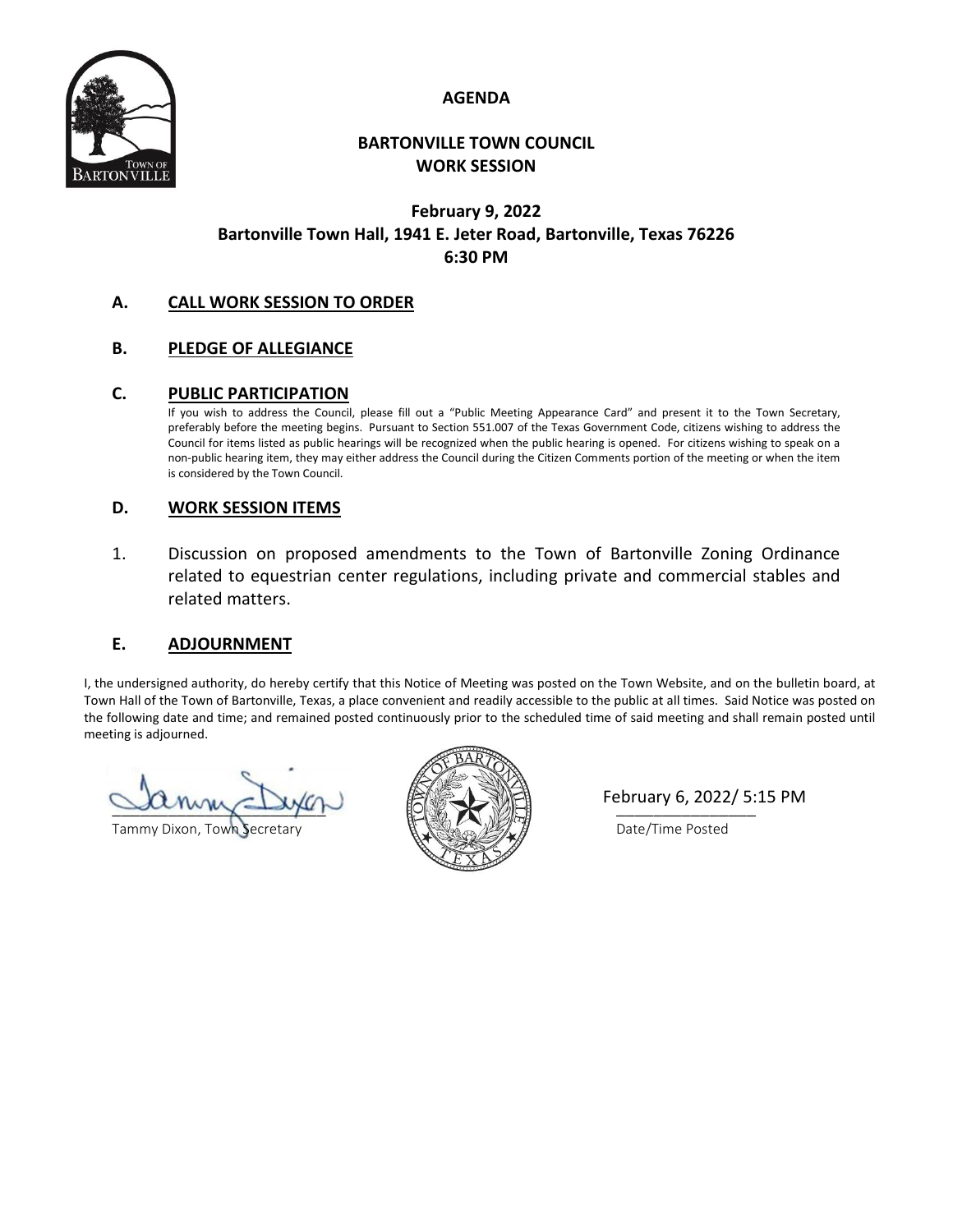# AGENDA

## BARTONVILLE TOWN COUNCIL
## WORK SESSION

**February 9, 2022**
**Bartonville Town Hall, 1941 E. Jeter Road, Bartonville, Texas 76226**
**6:30 PM**

### A. CALL WORK SESSION TO ORDER

### B. PLEDGE OF ALLEGIANCE

### C. PUBLIC PARTICIPATION

If you wish to address the Council, please fill out a "Public Meeting Appearance Card" and present it to the Town Secretary, preferably before the meeting begins. Pursuant to Section 551.007 of the Texas Government Code, citizens wishing to address the Council for items listed as public hearings will be recognized when the public hearing is opened. For citizens wishing to speak on a non-public hearing item, they may either address the Council during the Citizen Comments portion of the meeting or when the item is considered by the Town Council.

### D. WORK SESSION ITEMS

1. Discussion on proposed amendments to the Town of Bartonville Zoning Ordinance related to equestrian center regulations, including private and commercial stables and related matters.

### E. ADJOURNMENT

I, the undersigned authority, do hereby certify that this Notice of Meeting was posted on the Town Website, and on the bulletin board, at Town Hall of the Town of Bartonville, Texas, a place convenient and readily accessible to the public at all times. Said Notice was posted on the following date and time; and remained posted continuously prior to the scheduled time of said meeting and shall remain posted until meeting is adjourned.

Tammy Dixon, Town Secretary

February 6, 2022/ 5:15 PM
Date/Time Posted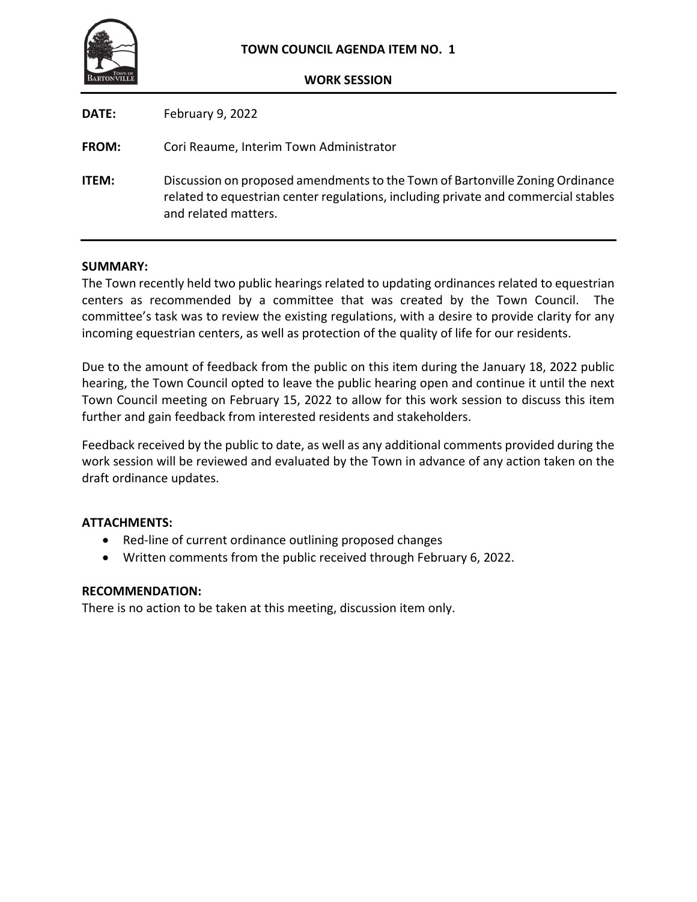**TOWN COUNCIL AGENDA ITEM NO. 1**

**WORK SESSION**

---

**DATE:** February 9, 2022

**FROM:** Cori Reaume, Interim Town Administrator

**ITEM:** Discussion on proposed amendments to the Town of Bartonville Zoning Ordinance related to equestrian center regulations, including private and commercial stables and related matters.

---

**SUMMARY:**

The Town recently held two public hearings related to updating ordinances related to equestrian centers as recommended by a committee that was created by the Town Council. The committee's task was to review the existing regulations, with a desire to provide clarity for any incoming equestrian centers, as well as protection of the quality of life for our residents.

Due to the amount of feedback from the public on this item during the January 18, 2022 public hearing, the Town Council opted to leave the public hearing open and continue it until the next Town Council meeting on February 15, 2022 to allow for this work session to discuss this item further and gain feedback from interested residents and stakeholders.

Feedback received by the public to date, as well as any additional comments provided during the work session will be reviewed and evaluated by the Town in advance of any action taken on the draft ordinance updates.

**ATTACHMENTS:**

- Red-line of current ordinance outlining proposed changes
- Written comments from the public received through February 6, 2022.

**RECOMMENDATION:**

There is no action to be taken at this meeting, discussion item only.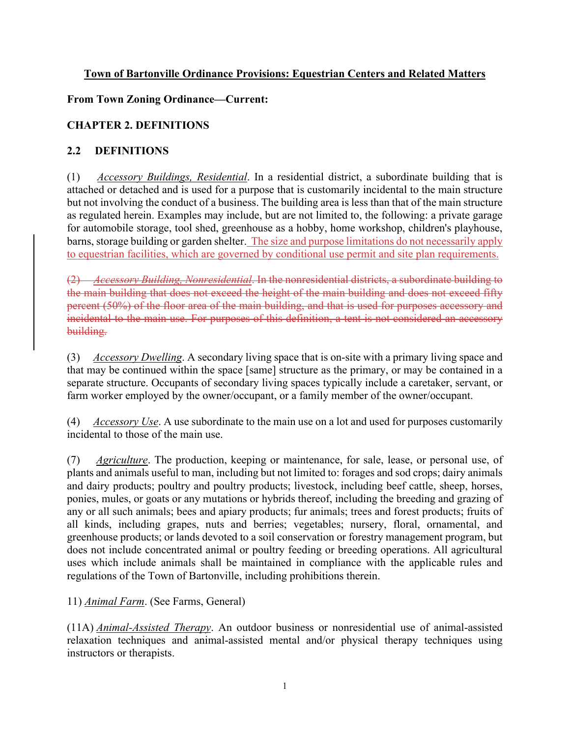**Town of Bartonville Ordinance Provisions: Equestrian Centers and Related Matters**

**From Town Zoning Ordinance—Current:**

**CHAPTER 2. DEFINITIONS**

**2.2 DEFINITIONS**

(1) *Accessory Buildings, Residential*. In a residential district, a subordinate building that is attached or detached and is used for a purpose that is customarily incidental to the main structure but not involving the conduct of a business. The building area is less than that of the main structure as regulated herein. Examples may include, but are not limited to, the following: a private garage for automobile storage, tool shed, greenhouse as a hobby, home workshop, children's playhouse, barns, storage building or garden shelter. The size and purpose limitations do not necessarily apply to equestrian facilities, which are governed by conditional use permit and site plan requirements.

~~(2) *Accessory Building, Nonresidential*. In the nonresidential districts, a subordinate building to the main building that does not exceed the height of the main building and does not exceed fifty percent (50%) of the floor area of the main building, and that is used for purposes accessory and incidental to the main use. For purposes of this definition, a tent is not considered an accessory building.~~

(3) *Accessory Dwelling*. A secondary living space that is on-site with a primary living space and that may be continued within the space [same] structure as the primary, or may be contained in a separate structure. Occupants of secondary living spaces typically include a caretaker, servant, or farm worker employed by the owner/occupant, or a family member of the owner/occupant.

(4) *Accessory Use*. A use subordinate to the main use on a lot and used for purposes customarily incidental to those of the main use.

(7) *Agriculture*. The production, keeping or maintenance, for sale, lease, or personal use, of plants and animals useful to man, including but not limited to: forages and sod crops; dairy animals and dairy products; poultry and poultry products; livestock, including beef cattle, sheep, horses, ponies, mules, or goats or any mutations or hybrids thereof, including the breeding and grazing of any or all such animals; bees and apiary products; fur animals; trees and forest products; fruits of all kinds, including grapes, nuts and berries; vegetables; nursery, floral, ornamental, and greenhouse products; or lands devoted to a soil conservation or forestry management program, but does not include concentrated animal or poultry feeding or breeding operations. All agricultural uses which include animals shall be maintained in compliance with the applicable rules and regulations of the Town of Bartonville, including prohibitions therein.

11) *Animal Farm*. (See Farms, General)

(11A) *Animal-Assisted Therapy*. An outdoor business or nonresidential use of animal-assisted relaxation techniques and animal-assisted mental and/or physical therapy techniques using instructors or therapists.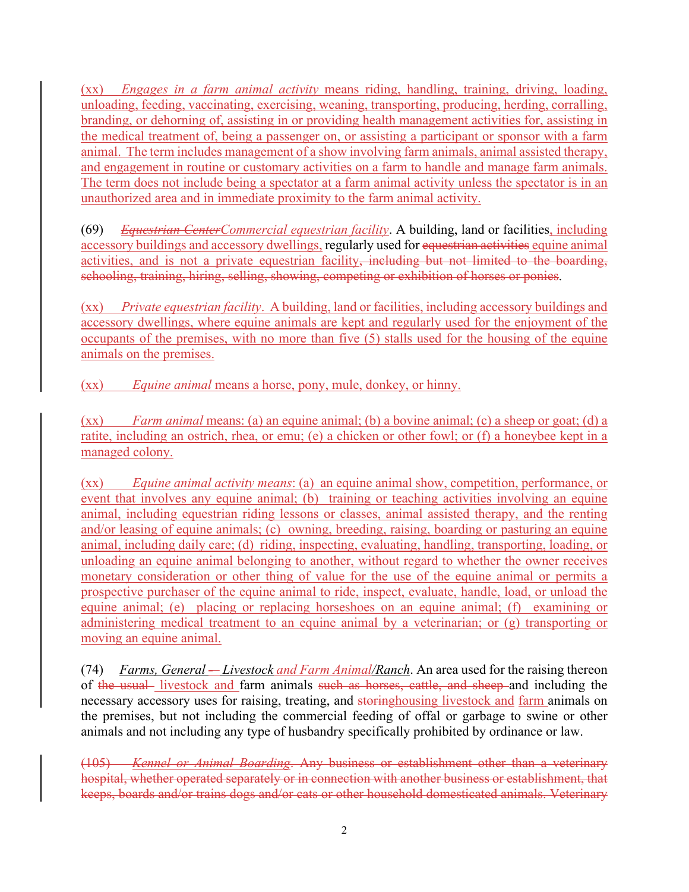(xx) *Engages in a farm animal activity* means riding, handling, training, driving, loading, unloading, feeding, vaccinating, exercising, weaning, transporting, producing, herding, corralling, branding, or dehorning of, assisting in or providing health management activities for, assisting in the medical treatment of, being a passenger on, or assisting a participant or sponsor with a farm animal. The term includes management of a show involving farm animals, animal assisted therapy, and engagement in routine or customary activities on a farm to handle and manage farm animals. The term does not include being a spectator at a farm animal activity unless the spectator is in an unauthorized area and in immediate proximity to the farm animal activity.

(69) ~~*Equestrian Center*~~*Commercial equestrian facility*. A building, land or facilities, including accessory buildings and accessory dwellings, regularly used for ~~equestrian activities~~ equine animal activities, and is not a private equestrian facility~~, including but not limited to the boarding, schooling, training, hiring, selling, showing, competing or exhibition of horses or ponies~~.

(xx) *Private equestrian facility*. A building, land or facilities, including accessory buildings and accessory dwellings, where equine animals are kept and regularly used for the enjoyment of the occupants of the premises, with no more than five (5) stalls used for the housing of the equine animals on the premises.

(xx) *Equine animal* means a horse, pony, mule, donkey, or hinny.

(xx) *Farm animal* means: (a) an equine animal; (b) a bovine animal; (c) a sheep or goat; (d) a ratite, including an ostrich, rhea, or emu; (e) a chicken or other fowl; or (f) a honeybee kept in a managed colony.

(xx) *Equine animal activity means*: (a) an equine animal show, competition, performance, or event that involves any equine animal; (b) training or teaching activities involving an equine animal, including equestrian riding lessons or classes, animal assisted therapy, and the renting and/or leasing of equine animals; (c) owning, breeding, raising, boarding or pasturing an equine animal, including daily care; (d) riding, inspecting, evaluating, handling, transporting, loading, or unloading an equine animal belonging to another, without regard to whether the owner receives monetary consideration or other thing of value for the use of the equine animal or permits a prospective purchaser of the equine animal to ride, inspect, evaluate, handle, load, or unload the equine animal; (e) placing or replacing horseshoes on an equine animal; (f) examining or administering medical treatment to an equine animal by a veterinarian; or (g) transporting or moving an equine animal.

(74) *Farms, General ~~–~~ Livestock and Farm Animal/Ranch*. An area used for the raising thereon of ~~the usual~~ livestock and farm animals ~~such as horses, cattle, and sheep~~ and including the necessary accessory uses for raising, treating, and ~~storing~~housing livestock and farm animals on the premises, but not including the commercial feeding of offal or garbage to swine or other animals and not including any type of husbandry specifically prohibited by ordinance or law.

~~(105) *Kennel or Animal Boarding*. Any business or establishment other than a veterinary hospital, whether operated separately or in connection with another business or establishment, that keeps, boards and/or trains dogs and/or cats or other household domesticated animals. Veterinary~~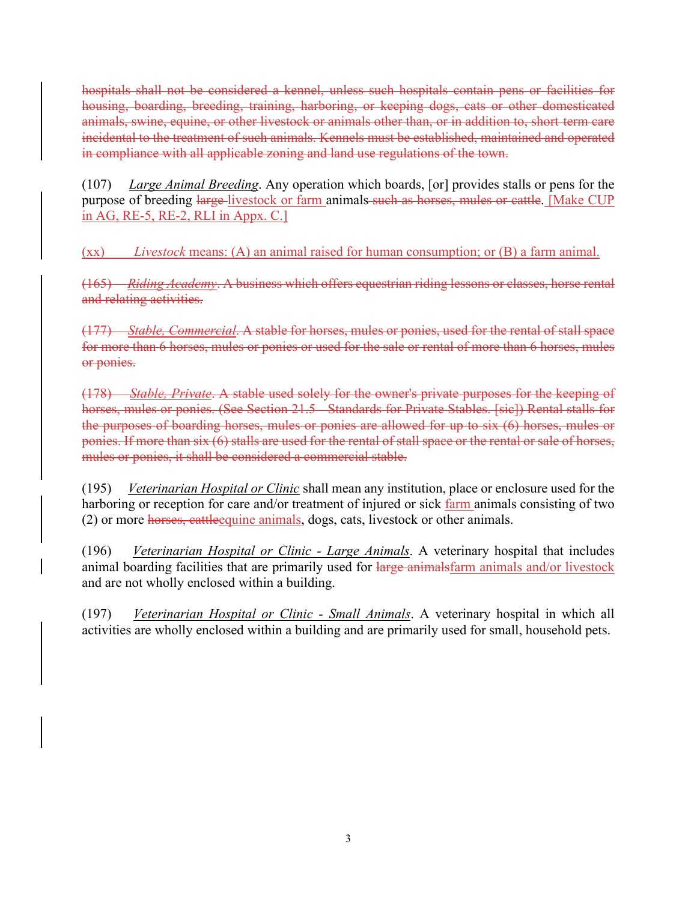~~hospitals shall not be considered a kennel, unless such hospitals contain pens or facilities for housing, boarding, breeding, training, harboring, or keeping dogs, cats or other domesticated animals, swine, equine, or other livestock or animals other than, or in addition to, short term care incidental to the treatment of such animals. Kennels must be established, maintained and operated in compliance with all applicable zoning and land use regulations of the town.~~

(107) *Large Animal Breeding*. Any operation which boards, [or] provides stalls or pens for the purpose of breeding ~~large~~ livestock or farm animals ~~such as horses, mules or cattle~~. [Make CUP in AG, RE-5, RE-2, RLI in Appx. C.]

(xx) *Livestock* means: (A) an animal raised for human consumption; or (B) a farm animal.

~~(165) *Riding Academy*. A business which offers equestrian riding lessons or classes, horse rental and relating activities.~~

~~(177) *Stable, Commercial*. A stable for horses, mules or ponies, used for the rental of stall space for more than 6 horses, mules or ponies or used for the sale or rental of more than 6 horses, mules or ponies.~~

~~(178) *Stable, Private*. A stable used solely for the owner's private purposes for the keeping of horses, mules or ponies. (See Section 21.5 – Standards for Private Stables. [sic]) Rental stalls for the purposes of boarding horses, mules or ponies are allowed for up to six (6) horses, mules or ponies. If more than six (6) stalls are used for the rental of stall space or the rental or sale of horses, mules or ponies, it shall be considered a commercial stable.~~

(195) *Veterinarian Hospital or Clinic* shall mean any institution, place or enclosure used for the harboring or reception for care and/or treatment of injured or sick farm animals consisting of two (2) or more ~~horses, cattle~~equine animals, dogs, cats, livestock or other animals.

(196) *Veterinarian Hospital or Clinic - Large Animals*. A veterinary hospital that includes animal boarding facilities that are primarily used for ~~large animals~~farm animals and/or livestock and are not wholly enclosed within a building.

(197) *Veterinarian Hospital or Clinic - Small Animals*. A veterinary hospital in which all activities are wholly enclosed within a building and are primarily used for small, household pets.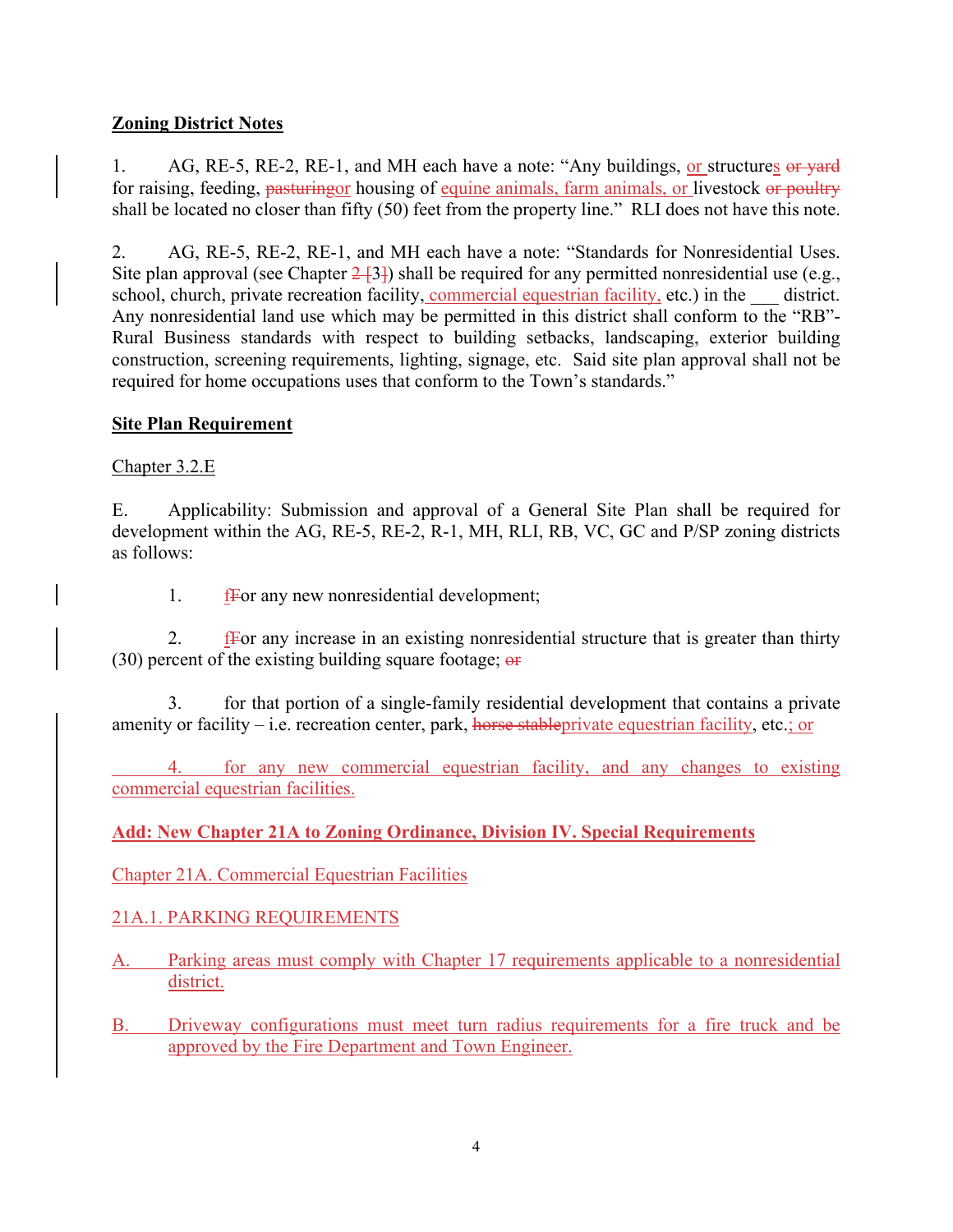**Zoning District Notes**

1. AG, RE-5, RE-2, RE-1, and MH each have a note: "Any buildings, or structures or yard for raising, feeding, pasturingor housing of equine animals, farm animals, or livestock or poultry shall be located no closer than fifty (50) feet from the property line." RLI does not have this note.

2. AG, RE-5, RE-2, RE-1, and MH each have a note: "Standards for Nonresidential Uses. Site plan approval (see Chapter 2 [3]) shall be required for any permitted nonresidential use (e.g., school, church, private recreation facility, commercial equestrian facility, etc.) in the ___ district. Any nonresidential land use which may be permitted in this district shall conform to the "RB"-Rural Business standards with respect to building setbacks, landscaping, exterior building construction, screening requirements, lighting, signage, etc. Said site plan approval shall not be required for home occupations uses that conform to the Town's standards."

**Site Plan Requirement**

Chapter 3.2.E

E. Applicability: Submission and approval of a General Site Plan shall be required for development within the AG, RE-5, RE-2, R-1, MH, RLI, RB, VC, GC and P/SP zoning districts as follows:

1. fFor any new nonresidential development;

2. fFor any increase in an existing nonresidential structure that is greater than thirty (30) percent of the existing building square footage; or

3. for that portion of a single-family residential development that contains a private amenity or facility – i.e. recreation center, park, horse stableprivate equestrian facility, etc.; or

4. for any new commercial equestrian facility, and any changes to existing commercial equestrian facilities.

**Add: New Chapter 21A to Zoning Ordinance, Division IV. Special Requirements**

Chapter 21A. Commercial Equestrian Facilities

21A.1. PARKING REQUIREMENTS

A. Parking areas must comply with Chapter 17 requirements applicable to a nonresidential district.

B. Driveway configurations must meet turn radius requirements for a fire truck and be approved by the Fire Department and Town Engineer.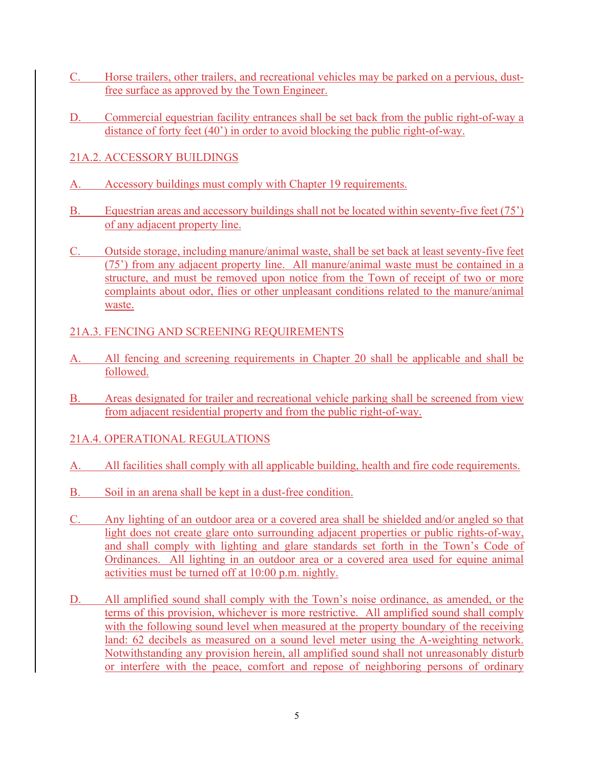C. Horse trailers, other trailers, and recreational vehicles may be parked on a pervious, dust-free surface as approved by the Town Engineer.

D. Commercial equestrian facility entrances shall be set back from the public right-of-way a distance of forty feet (40') in order to avoid blocking the public right-of-way.

21A.2. ACCESSORY BUILDINGS

A. Accessory buildings must comply with Chapter 19 requirements.

B. Equestrian areas and accessory buildings shall not be located within seventy-five feet (75') of any adjacent property line.

C. Outside storage, including manure/animal waste, shall be set back at least seventy-five feet (75') from any adjacent property line. All manure/animal waste must be contained in a structure, and must be removed upon notice from the Town of receipt of two or more complaints about odor, flies or other unpleasant conditions related to the manure/animal waste.

21A.3. FENCING AND SCREENING REQUIREMENTS

A. All fencing and screening requirements in Chapter 20 shall be applicable and shall be followed.

B. Areas designated for trailer and recreational vehicle parking shall be screened from view from adjacent residential property and from the public right-of-way.

21A.4. OPERATIONAL REGULATIONS

A. All facilities shall comply with all applicable building, health and fire code requirements.

B. Soil in an arena shall be kept in a dust-free condition.

C. Any lighting of an outdoor area or a covered area shall be shielded and/or angled so that light does not create glare onto surrounding adjacent properties or public rights-of-way, and shall comply with lighting and glare standards set forth in the Town's Code of Ordinances. All lighting in an outdoor area or a covered area used for equine animal activities must be turned off at 10:00 p.m. nightly.

D. All amplified sound shall comply with the Town's noise ordinance, as amended, or the terms of this provision, whichever is more restrictive. All amplified sound shall comply with the following sound level when measured at the property boundary of the receiving land: 62 decibels as measured on a sound level meter using the A-weighting network. Notwithstanding any provision herein, all amplified sound shall not unreasonably disturb or interfere with the peace, comfort and repose of neighboring persons of ordinary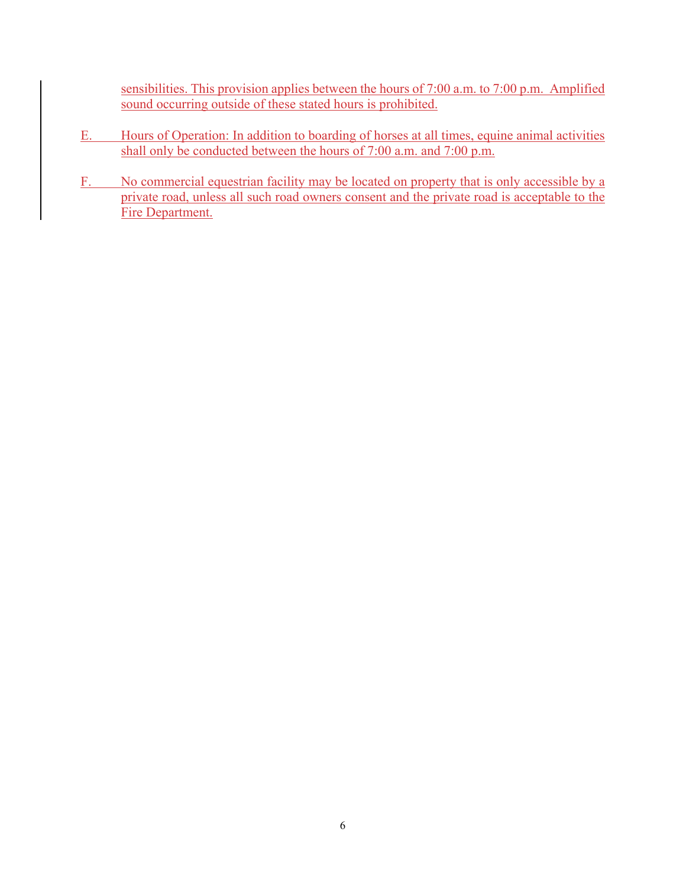sensibilities. This provision applies between the hours of 7:00 a.m. to 7:00 p.m. Amplified sound occurring outside of these stated hours is prohibited.

E. Hours of Operation: In addition to boarding of horses at all times, equine animal activities shall only be conducted between the hours of 7:00 a.m. and 7:00 p.m.

F. No commercial equestrian facility may be located on property that is only accessible by a private road, unless all such road owners consent and the private road is acceptable to the Fire Department.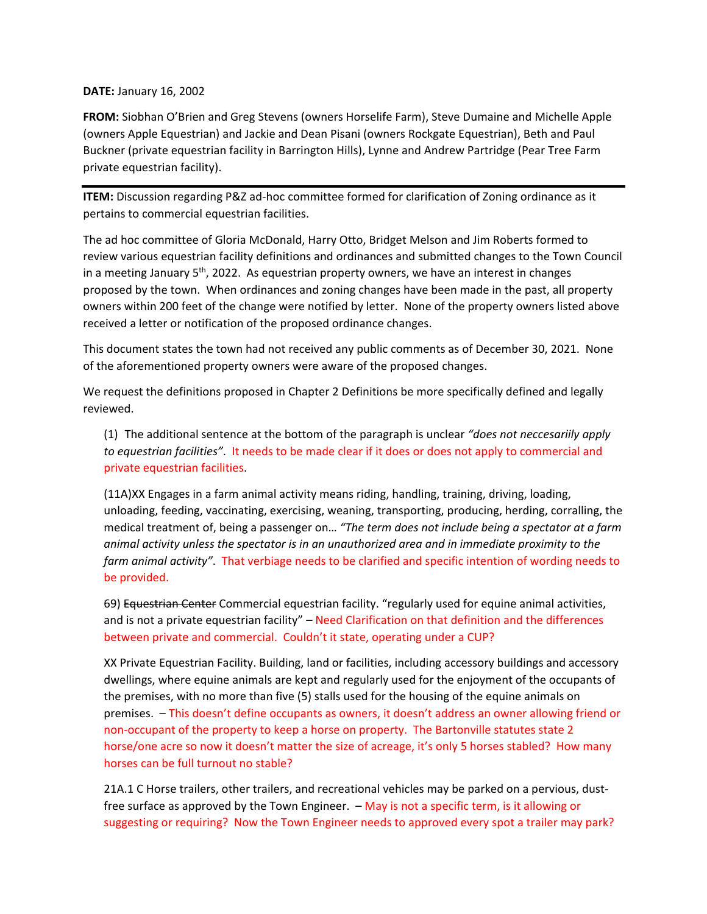**DATE:** January 16, 2002

**FROM:** Siobhan O'Brien and Greg Stevens (owners Horselife Farm), Steve Dumaine and Michelle Apple (owners Apple Equestrian) and Jackie and Dean Pisani (owners Rockgate Equestrian), Beth and Paul Buckner (private equestrian facility in Barrington Hills), Lynne and Andrew Partridge (Pear Tree Farm private equestrian facility).

---

**ITEM:** Discussion regarding P&Z ad-hoc committee formed for clarification of Zoning ordinance as it pertains to commercial equestrian facilities.

The ad hoc committee of Gloria McDonald, Harry Otto, Bridget Melson and Jim Roberts formed to review various equestrian facility definitions and ordinances and submitted changes to the Town Council in a meeting January 5th, 2022. As equestrian property owners, we have an interest in changes proposed by the town. When ordinances and zoning changes have been made in the past, all property owners within 200 feet of the change were notified by letter. None of the property owners listed above received a letter or notification of the proposed ordinance changes.

This document states the town had not received any public comments as of December 30, 2021. None of the aforementioned property owners were aware of the proposed changes.

We request the definitions proposed in Chapter 2 Definitions be more specifically defined and legally reviewed.

(1) The additional sentence at the bottom of the paragraph is unclear *"does not neccesariily apply to equestrian facilities"*. It needs to be made clear if it does or does not apply to commercial and private equestrian facilities.

(11A)XX Engages in a farm animal activity means riding, handling, training, driving, loading, unloading, feeding, vaccinating, exercising, weaning, transporting, producing, herding, corralling, the medical treatment of, being a passenger on… *"The term does not include being a spectator at a farm animal activity unless the spectator is in an unauthorized area and in immediate proximity to the farm animal activity"*. That verbiage needs to be clarified and specific intention of wording needs to be provided.

69) ~~Equestrian Center~~ Commercial equestrian facility. "regularly used for equine animal activities, and is not a private equestrian facility" – Need Clarification on that definition and the differences between private and commercial. Couldn't it state, operating under a CUP?

XX Private Equestrian Facility. Building, land or facilities, including accessory buildings and accessory dwellings, where equine animals are kept and regularly used for the enjoyment of the occupants of the premises, with no more than five (5) stalls used for the housing of the equine animals on premises. – This doesn't define occupants as owners, it doesn't address an owner allowing friend or non-occupant of the property to keep a horse on property. The Bartonville statutes state 2 horse/one acre so now it doesn't matter the size of acreage, it's only 5 horses stabled? How many horses can be full turnout no stable?

21A.1 C Horse trailers, other trailers, and recreational vehicles may be parked on a pervious, dust-free surface as approved by the Town Engineer. – May is not a specific term, is it allowing or suggesting or requiring? Now the Town Engineer needs to approved every spot a trailer may park?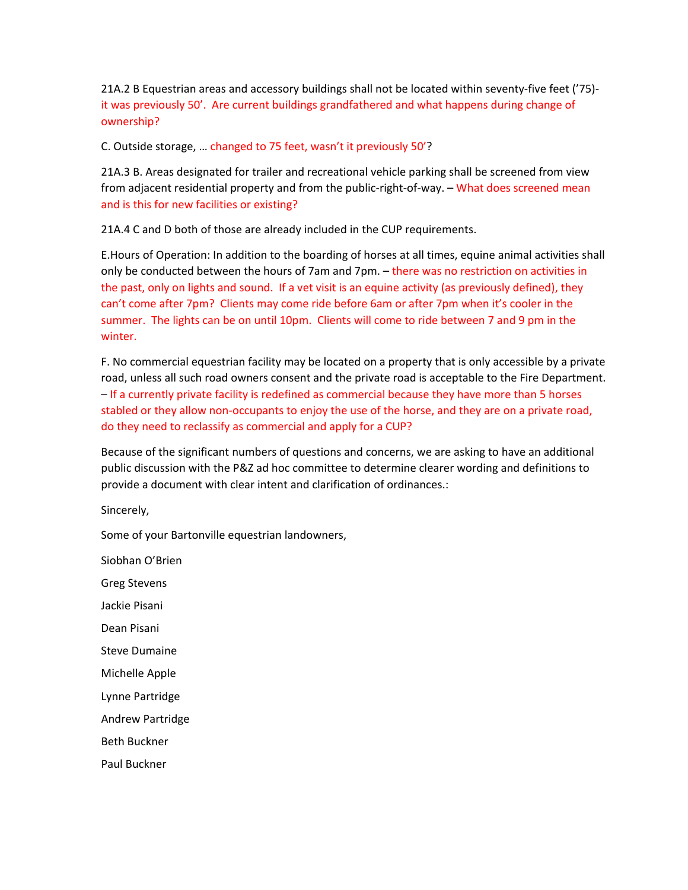21A.2 B Equestrian areas and accessory buildings shall not be located within seventy-five feet ('75)- it was previously 50'. Are current buildings grandfathered and what happens during change of ownership?

C. Outside storage, … changed to 75 feet, wasn't it previously 50'?

21A.3 B. Areas designated for trailer and recreational vehicle parking shall be screened from view from adjacent residential property and from the public-right-of-way. – What does screened mean and is this for new facilities or existing?

21A.4 C and D both of those are already included in the CUP requirements.

E.Hours of Operation: In addition to the boarding of horses at all times, equine animal activities shall only be conducted between the hours of 7am and 7pm. – there was no restriction on activities in the past, only on lights and sound. If a vet visit is an equine activity (as previously defined), they can't come after 7pm? Clients may come ride before 6am or after 7pm when it's cooler in the summer. The lights can be on until 10pm. Clients will come to ride between 7 and 9 pm in the winter.

F. No commercial equestrian facility may be located on a property that is only accessible by a private road, unless all such road owners consent and the private road is acceptable to the Fire Department. – If a currently private facility is redefined as commercial because they have more than 5 horses stabled or they allow non-occupants to enjoy the use of the horse, and they are on a private road, do they need to reclassify as commercial and apply for a CUP?

Because of the significant numbers of questions and concerns, we are asking to have an additional public discussion with the P&Z ad hoc committee to determine clearer wording and definitions to provide a document with clear intent and clarification of ordinances.:

Sincerely,

Some of your Bartonville equestrian landowners,

Siobhan O'Brien

Greg Stevens

Jackie Pisani

Dean Pisani

Steve Dumaine

Michelle Apple

Lynne Partridge

Andrew Partridge

Beth Buckner

Paul Buckner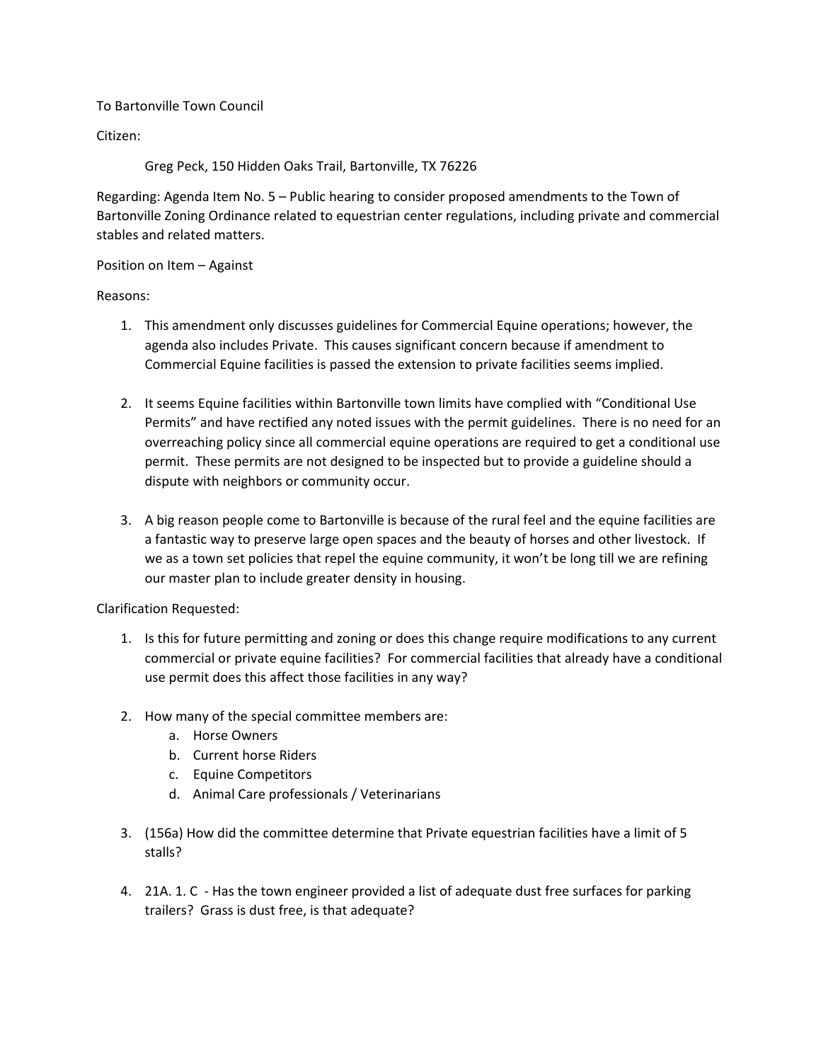To Bartonville Town Council

Citizen:

Greg Peck, 150 Hidden Oaks Trail, Bartonville, TX 76226

Regarding: Agenda Item No. 5 – Public hearing to consider proposed amendments to the Town of Bartonville Zoning Ordinance related to equestrian center regulations, including private and commercial stables and related matters.

Position on Item – Against

Reasons:

1. This amendment only discusses guidelines for Commercial Equine operations; however, the agenda also includes Private. This causes significant concern because if amendment to Commercial Equine facilities is passed the extension to private facilities seems implied.

2. It seems Equine facilities within Bartonville town limits have complied with "Conditional Use Permits" and have rectified any noted issues with the permit guidelines. There is no need for an overreaching policy since all commercial equine operations are required to get a conditional use permit. These permits are not designed to be inspected but to provide a guideline should a dispute with neighbors or community occur.

3. A big reason people come to Bartonville is because of the rural feel and the equine facilities are a fantastic way to preserve large open spaces and the beauty of horses and other livestock. If we as a town set policies that repel the equine community, it won't be long till we are refining our master plan to include greater density in housing.

Clarification Requested:

1. Is this for future permitting and zoning or does this change require modifications to any current commercial or private equine facilities? For commercial facilities that already have a conditional use permit does this affect those facilities in any way?

2. How many of the special committee members are:
   a. Horse Owners
   b. Current horse Riders
   c. Equine Competitors
   d. Animal Care professionals / Veterinarians

3. (156a) How did the committee determine that Private equestrian facilities have a limit of 5 stalls?

4. 21A. 1. C - Has the town engineer provided a list of adequate dust free surfaces for parking trailers? Grass is dust free, is that adequate?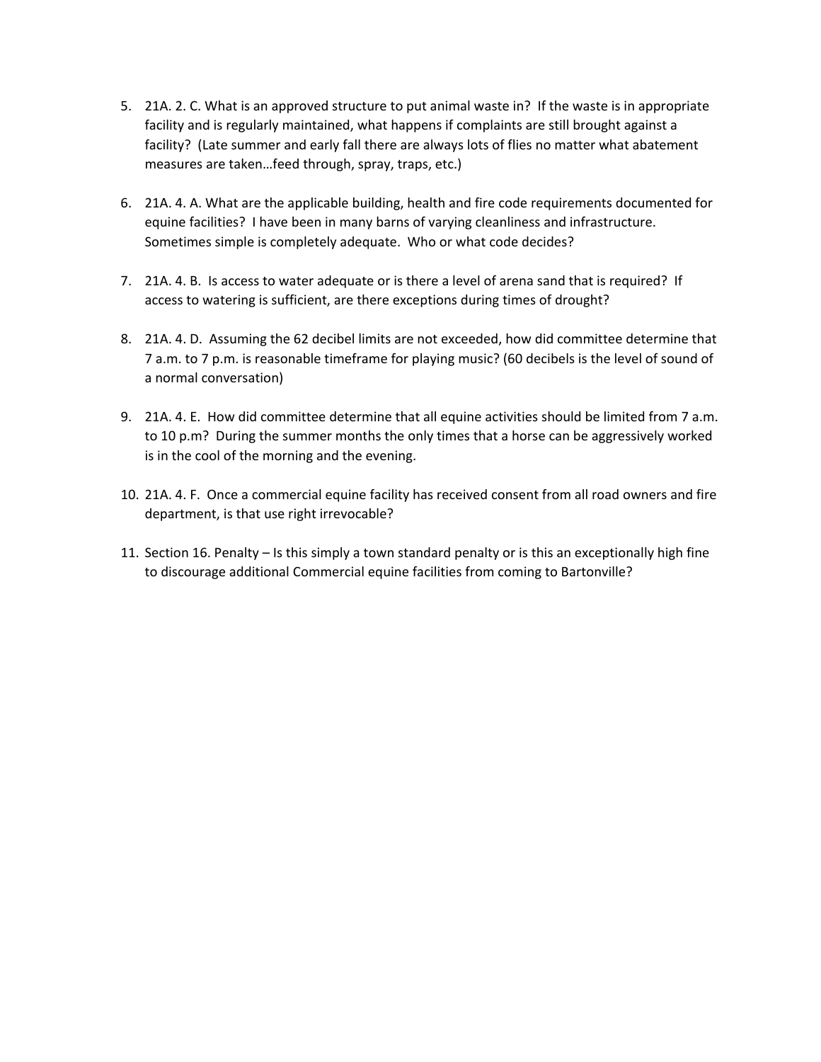5. 21A. 2. C. What is an approved structure to put animal waste in? If the waste is in appropriate facility and is regularly maintained, what happens if complaints are still brought against a facility? (Late summer and early fall there are always lots of flies no matter what abatement measures are taken…feed through, spray, traps, etc.)

6. 21A. 4. A. What are the applicable building, health and fire code requirements documented for equine facilities? I have been in many barns of varying cleanliness and infrastructure. Sometimes simple is completely adequate. Who or what code decides?

7. 21A. 4. B. Is access to water adequate or is there a level of arena sand that is required? If access to watering is sufficient, are there exceptions during times of drought?

8. 21A. 4. D. Assuming the 62 decibel limits are not exceeded, how did committee determine that 7 a.m. to 7 p.m. is reasonable timeframe for playing music? (60 decibels is the level of sound of a normal conversation)

9. 21A. 4. E. How did committee determine that all equine activities should be limited from 7 a.m. to 10 p.m? During the summer months the only times that a horse can be aggressively worked is in the cool of the morning and the evening.

10. 21A. 4. F. Once a commercial equine facility has received consent from all road owners and fire department, is that use right irrevocable?

11. Section 16. Penalty – Is this simply a town standard penalty or is this an exceptionally high fine to discourage additional Commercial equine facilities from coming to Bartonville?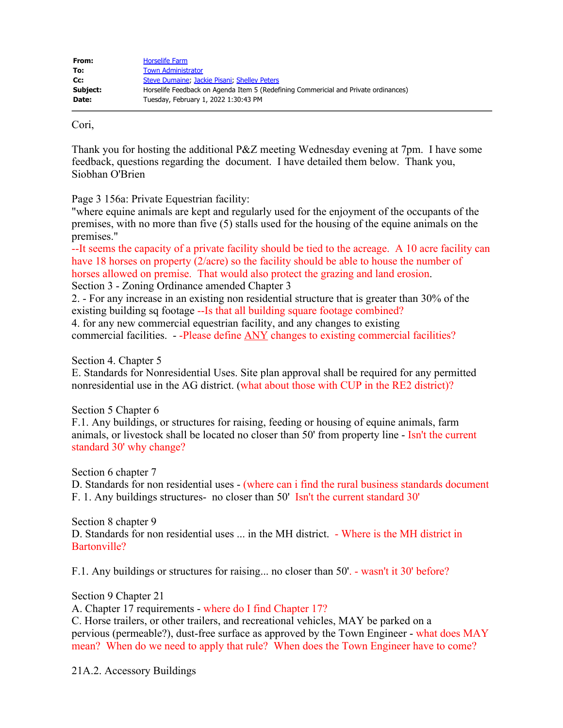| | |
|---|---|
| **From:** | Horselife Farm |
| **To:** | Town Administrator |
| **Cc:** | Steve Dumaine; Jackie Pisani; Shelley Peters |
| **Subject:** | Horselife Feedback on Agenda Item 5 (Redefining Commercial and Private ordinances) |
| **Date:** | Tuesday, February 1, 2022 1:30:43 PM |

---

Cori,

Thank you for hosting the additional P&Z meeting Wednesday evening at 7pm. I have some feedback, questions regarding the document. I have detailed them below. Thank you,
Siobhan O'Brien

Page 3 156a: Private Equestrian facility:
"where equine animals are kept and regularly used for the enjoyment of the occupants of the premises, with no more than five (5) stalls used for the housing of the equine animals on the premises."
--It seems the capacity of a private facility should be tied to the acreage. A 10 acre facility can have 18 horses on property (2/acre) so the facility should be able to house the number of horses allowed on premise. That would also protect the grazing and land erosion.
Section 3 - Zoning Ordinance amended Chapter 3
2. - For any increase in an existing non residential structure that is greater than 30% of the existing building sq footage --Is that all building square footage combined?
4. for any new commercial equestrian facility, and any changes to existing commercial facilities. - -Please define <u>ANY</u> changes to existing commercial facilities?

Section 4. Chapter 5
E. Standards for Nonresidential Uses. Site plan approval shall be required for any permitted nonresidential use in the AG district. (what about those with CUP in the RE2 district)?

Section 5 Chapter 6
F.1. Any buildings, or structures for raising, feeding or housing of equine animals, farm animals, or livestock shall be located no closer than 50' from property line - Isn't the current standard 30' why change?

Section 6 chapter 7
D. Standards for non residential uses - (where can i find the rural business standards document
F. 1. Any buildings structures- no closer than 50' Isn't the current standard 30'

Section 8 chapter 9
D. Standards for non residential uses ... in the MH district. - Where is the MH district in Bartonville?

F.1. Any buildings or structures for raising... no closer than 50'. - wasn't it 30' before?

Section 9 Chapter 21
A. Chapter 17 requirements - where do I find Chapter 17?
C. Horse trailers, or other trailers, and recreational vehicles, MAY be parked on a pervious (permeable?), dust-free surface as approved by the Town Engineer - what does MAY mean? When do we need to apply that rule? When does the Town Engineer have to come?

21A.2. Accessory Buildings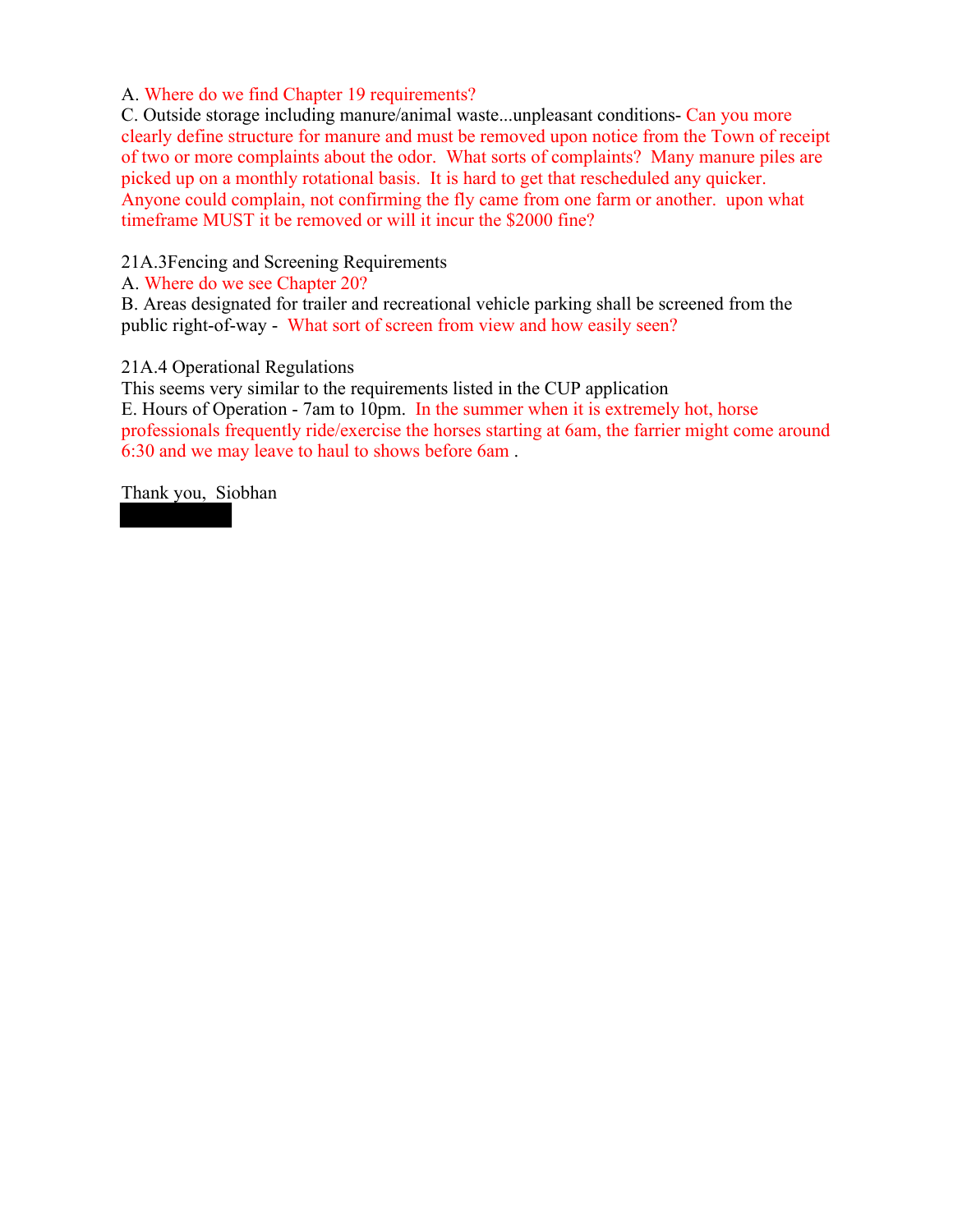A. Where do we find Chapter 19 requirements?

C. Outside storage including manure/animal waste...unpleasant conditions- Can you more clearly define structure for manure and must be removed upon notice from the Town of receipt of two or more complaints about the odor. What sorts of complaints? Many manure piles are picked up on a monthly rotational basis. It is hard to get that rescheduled any quicker. Anyone could complain, not confirming the fly came from one farm or another. upon what timeframe MUST it be removed or will it incur the $2000 fine?

21A.3Fencing and Screening Requirements

A. Where do we see Chapter 20?

B. Areas designated for trailer and recreational vehicle parking shall be screened from the public right-of-way - What sort of screen from view and how easily seen?

21A.4 Operational Regulations

This seems very similar to the requirements listed in the CUP application

E. Hours of Operation - 7am to 10pm. In the summer when it is extremely hot, horse professionals frequently ride/exercise the horses starting at 6am, the farrier might come around 6:30 and we may leave to haul to shows before 6am .

Thank you, Siobhan